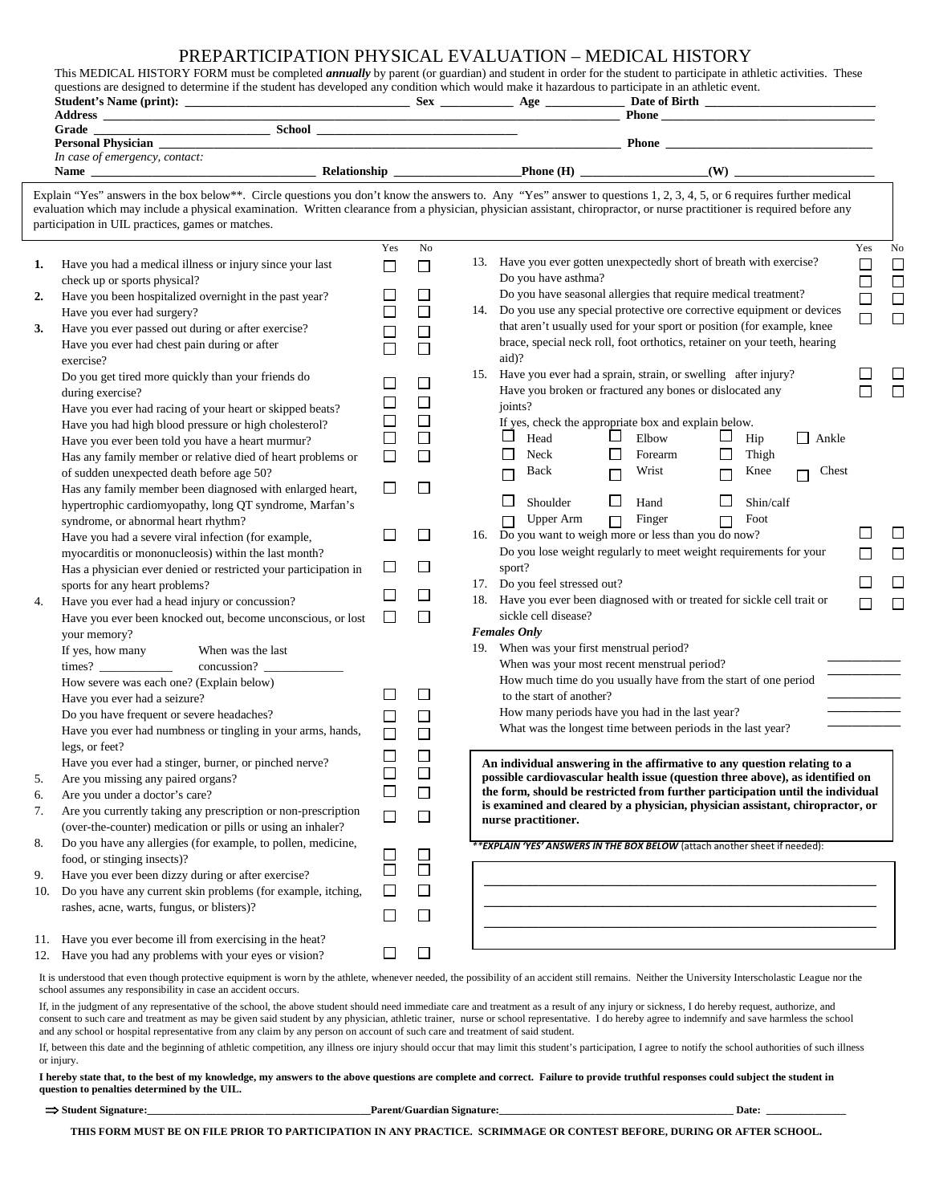# PREPARTICIPATION PHYSICAL EVALUATION – MEDICAL HISTORY

This MEDICAL HISTORY FORM must be completed ***annually*** by parent (or guardian) and student in order for the student to participate in athletic activities. These questions are designed to determine if the student has developed any condition which would make it hazardous to participate in an athletic event.

**Student's Name (print):** ___________________________________ **Sex** ___________ **Age** ____________ **Date of Birth** ___________________________

**Address** ______________________________________________________________________________________ **Phone** __________________________________

**Grade** ______________________________ **School** ________________________________

**Personal Physician** _______________________________________________________________________________ **Phone** _________________________________

*In case of emergency, contact:*

**Name** ____________________________________ **Relationship** ____________________**Phone (H)** ____________________**(W)** ______________________

Explain "Yes" answers in the box below**. Circle questions you don't know the answers to. Any "Yes" answer to questions 1, 2, 3, 4, 5, or 6 requires further medical evaluation which may include a physical examination. Written clearance from a physician, physician assistant, chiropractor, or nurse practitioner is required before any participation in UIL practices, games or matches.

| | | Yes | No |
|---|---|---|---|
| **1.** | Have you had a medical illness or injury since your last check up or sports physical? | ☐ | ☐ |
| **2.** | Have you been hospitalized overnight in the past year? | ☐ | ☐ |
| | Have you ever had surgery? | ☐ | ☐ |
| **3.** | Have you ever passed out during or after exercise? | ☐ | ☐ |
| | Have you ever had chest pain during or after exercise? | ☐ | ☐ |
| | Do you get tired more quickly than your friends do during exercise? | ☐ | ☐ |
| | Have you ever had racing of your heart or skipped beats? | ☐ | ☐ |
| | Have you had high blood pressure or high cholesterol? | ☐ | ☐ |
| | Have you ever been told you have a heart murmur? | ☐ | ☐ |
| | Has any family member or relative died of heart problems or of sudden unexpected death before age 50? | ☐ | ☐ |
| | Has any family member been diagnosed with enlarged heart, hypertrophic cardiomyopathy, long QT syndrome, Marfan's syndrome, or abnormal heart rhythm? | ☐ | ☐ |
| | Have you had a severe viral infection (for example, myocarditis or mononucleosis) within the last month? | ☐ | ☐ |
| | Has a physician ever denied or restricted your participation in sports for any heart problems? | ☐ | ☐ |
| 4. | Have you ever had a head injury or concussion? | ☐ | ☐ |
| | Have you ever been knocked out, become unconscious, or lost your memory? | ☐ | ☐ |
| | If yes, how many times? ___________ When was the last concussion? ____________ | | |
| | How severe was each one? (Explain below) | | |
| | Have you ever had a seizure? | ☐ | ☐ |
| | Do you have frequent or severe headaches? | ☐ | ☐ |
| | Have you ever had numbness or tingling in your arms, hands, legs, or feet? | ☐ | ☐ |
| | Have you ever had a stinger, burner, or pinched nerve? | ☐ | ☐ |
| 5. | Are you missing any paired organs? | ☐ | ☐ |
| 6. | Are you under a doctor's care? | ☐ | ☐ |
| 7. | Are you currently taking any prescription or non-prescription (over-the-counter) medication or pills or using an inhaler? | ☐ | ☐ |
| 8. | Do you have any allergies (for example, to pollen, medicine, food, or stinging insects)? | ☐ | ☐ |
| 9. | Have you ever been dizzy during or after exercise? | ☐ | ☐ |
| 10. | Do you have any current skin problems (for example, itching, rashes, acne, warts, fungus, or blisters)? | ☐ | ☐ |
| 11. | Have you ever become ill from exercising in the heat? | ☐ | ☐ |
| 12. | Have you had any problems with your eyes or vision? | ☐ | ☐ |
| 13. | Have you ever gotten unexpectedly short of breath with exercise? | ☐ | ☐ |
| | Do you have asthma? | ☐ | ☐ |
| | Do you have seasonal allergies that require medical treatment? | ☐ | ☐ |
| 14. | Do you use any special protective ore corrective equipment or devices that aren't usually used for your sport or position (for example, knee brace, special neck roll, foot orthotics, retainer on your teeth, hearing aid)? | ☐ | ☐ |
| 15. | Have you ever had a sprain, strain, or swelling after injury? | ☐ | ☐ |
| | Have you broken or fractured any bones or dislocated any joints? | ☐ | ☐ |
| | If yes, check the appropriate box and explain below. | | |
| | ☐ Head ☐ Elbow ☐ Hip ☐ Ankle | | |
| | ☐ Neck ☐ Forearm ☐ Thigh | | |
| | ☐ Back ☐ Wrist ☐ Knee ☐ Chest | | |
| | ☐ Shoulder ☐ Hand ☐ Shin/calf | | |
| | ☐ Upper Arm ☐ Finger ☐ Foot | | |
| 16. | Do you want to weigh more or less than you do now? | ☐ | ☐ |
| | Do you lose weight regularly to meet weight requirements for your sport? | ☐ | ☐ |
| 17. | Do you feel stressed out? | ☐ | ☐ |
| 18. | Have you ever been diagnosed with or treated for sickle cell trait or sickle cell disease? | ☐ | ☐ |

***Females Only***

19. When was your first menstrual period? ___________
    When was your most recent menstrual period? ___________
    How much time do you usually have from the start of one period to the start of another? ___________
    How many periods have you had in the last year? ___________
    What was the longest time between periods in the last year? ___________

**An individual answering in the affirmative to any question relating to a possible cardiovascular health issue (question three above), as identified on the form, should be restricted from further participation until the individual is examined and cleared by a physician, physician assistant, chiropractor, or nurse practitioner.**

***\*\*EXPLAIN 'YES' ANSWERS IN THE BOX BELOW*** (attach another sheet if needed):

_______________________________________________________________

_______________________________________________________________

_______________________________________________________________

It is understood that even though protective equipment is worn by the athlete, whenever needed, the possibility of an accident still remains. Neither the University Interscholastic League nor the school assumes any responsibility in case an accident occurs.

If, in the judgment of any representative of the school, the above student should need immediate care and treatment as a result of any injury or sickness, I do hereby request, authorize, and consent to such care and treatment as may be given said student by any physician, athletic trainer, nurse or school representative. I do hereby agree to indemnify and save harmless the school and any school or hospital representative from any claim by any person on account of such care and treatment of said student.

If, between this date and the beginning of athletic competition, any illness ore injury should occur that may limit this student's participation, I agree to notify the school authorities of such illness or injury.

**I hereby state that, to the best of my knowledge, my answers to the above questions are complete and correct. Failure to provide truthful responses could subject the student in question to penalties determined by the UIL.**

⇒ **Student Signature:**________________________________________**Parent/Guardian Signature:**____________________________________________ **Date:** ______________

**THIS FORM MUST BE ON FILE PRIOR TO PARTICIPATION IN ANY PRACTICE. SCRIMMAGE OR CONTEST BEFORE, DURING OR AFTER SCHOOL.**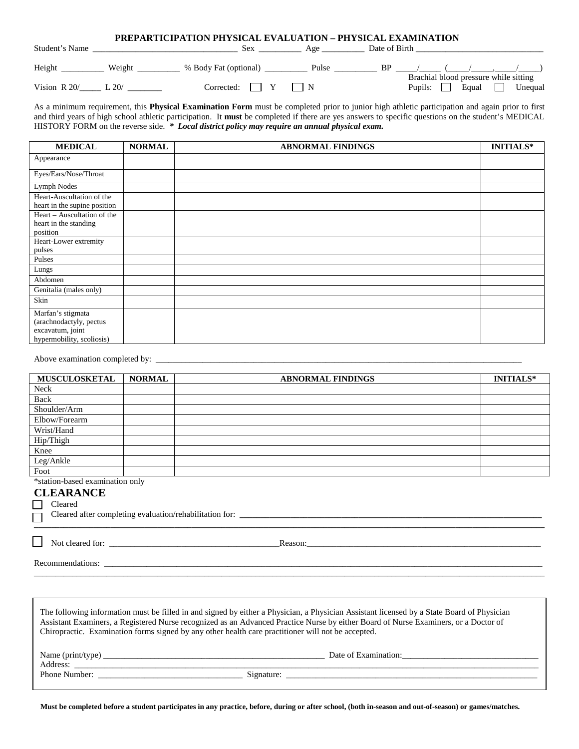# PREPARTICIPATION PHYSICAL EVALUATION – PHYSICAL EXAMINATION

Student's Name ________________________________ Sex _________ Age _________ Date of Birth _____________________________

Height _________ Weight _________ % Body Fat (optional) _________ Pulse _________ BP ____/____ (____/____,____/____)

Brachial blood pressure while sitting

Vision R 20/_____ L 20/ ________ Corrected: ☐ Y ☐ N Pupils: ☐ Equal ☐ Unequal

As a minimum requirement, this **Physical Examination Form** must be completed prior to junior high athletic participation and again prior to first and third years of high school athletic participation. It **must** be completed if there are yes answers to specific questions on the student's MEDICAL HISTORY FORM on the reverse side. * ***Local district policy may require an annual physical exam.***

| MEDICAL | NORMAL | ABNORMAL FINDINGS | INITIALS* |
|---|---|---|---|
| Appearance | | | |
| Eyes/Ears/Nose/Throat | | | |
| Lymph Nodes | | | |
| Heart-Auscultation of the heart in the supine position | | | |
| Heart – Auscultation of the heart in the standing position | | | |
| Heart-Lower extremity pulses | | | |
| Pulses | | | |
| Lungs | | | |
| Abdomen | | | |
| Genitalia (males only) | | | |
| Skin | | | |
| Marfan's stigmata (arachnodactyly, pectus excavatum, joint hypermobility, scoliosis) | | | |

Above examination completed by: ________________________________________________________________________________

| MUSCULOSKETAL | NORMAL | ABNORMAL FINDINGS | INITIALS* |
|---|---|---|---|
| Neck | | | |
| Back | | | |
| Shoulder/Arm | | | |
| Elbow/Forearm | | | |
| Wrist/Hand | | | |
| Hip/Thigh | | | |
| Knee | | | |
| Leg/Ankle | | | |
| Foot | | | |

*station-based examination only

## CLEARANCE

☐ Cleared

☐ Cleared after completing evaluation/rehabilitation for: ________________________________________________________________

________________________________________________________________________________________________________

☐ Not cleared for: ____________________________________Reason:_______________________________________________________

Recommendations: ______________________________________________________________________________________________

________________________________________________________________________________________________________

The following information must be filled in and signed by either a Physician, a Physician Assistant licensed by a State Board of Physician Assistant Examiners, a Registered Nurse recognized as an Advanced Practice Nurse by either Board of Nurse Examiners, or a Doctor of Chiropractic. Examination forms signed by any other health care practitioner will not be accepted.

Name (print/type) ________________________________________________ Date of Examination:______________________________

Address: ______________________________________________________________________________________________________

Phone Number: ________________________________ Signature: ________________________________________________________

**Must be completed before a student participates in any practice, before, during or after school, (both in-season and out-of-season) or games/matches.**